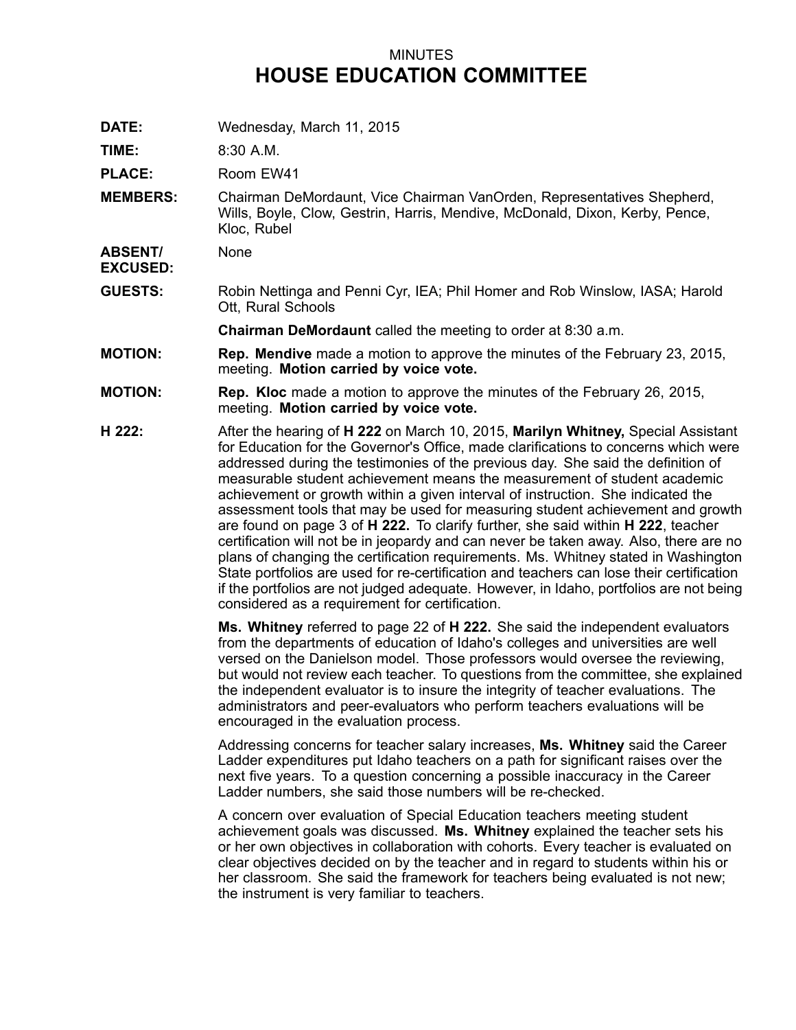MINUTES

# HOUSE EDUCATION COMMITTEE

**DATE:** Wednesday, March 11, 2015

**TIME:** 8:30 A.M.

**PLACE:** Room EW41

**MEMBERS:** Chairman DeMordaunt, Vice Chairman VanOrden, Representatives Shepherd, Wills, Boyle, Clow, Gestrin, Harris, Mendive, McDonald, Dixon, Kerby, Pence, Kloc, Rubel

**ABSENT/ EXCUSED:** None

**GUESTS:** Robin Nettinga and Penni Cyr, IEA; Phil Homer and Rob Winslow, IASA; Harold Ott, Rural Schools

**Chairman DeMordaunt** called the meeting to order at 8:30 a.m.

**MOTION:** **Rep. Mendive** made a motion to approve the minutes of the February 23, 2015, meeting. **Motion carried by voice vote.**

**MOTION:** **Rep. Kloc** made a motion to approve the minutes of the February 26, 2015, meeting. **Motion carried by voice vote.**

**H 222:** After the hearing of **H 222** on March 10, 2015, **Marilyn Whitney,** Special Assistant for Education for the Governor's Office, made clarifications to concerns which were addressed during the testimonies of the previous day. She said the definition of measurable student achievement means the measurement of student academic achievement or growth within a given interval of instruction. She indicated the assessment tools that may be used for measuring student achievement and growth are found on page 3 of **H 222.** To clarify further, she said within **H 222**, teacher certification will not be in jeopardy and can never be taken away. Also, there are no plans of changing the certification requirements. Ms. Whitney stated in Washington State portfolios are used for re-certification and teachers can lose their certification if the portfolios are not judged adequate. However, in Idaho, portfolios are not being considered as a requirement for certification.

**Ms. Whitney** referred to page 22 of **H 222.** She said the independent evaluators from the departments of education of Idaho's colleges and universities are well versed on the Danielson model. Those professors would oversee the reviewing, but would not review each teacher. To questions from the committee, she explained the independent evaluator is to insure the integrity of teacher evaluations. The administrators and peer-evaluators who perform teachers evaluations will be encouraged in the evaluation process.

Addressing concerns for teacher salary increases, **Ms. Whitney** said the Career Ladder expenditures put Idaho teachers on a path for significant raises over the next five years. To a question concerning a possible inaccuracy in the Career Ladder numbers, she said those numbers will be re-checked.

A concern over evaluation of Special Education teachers meeting student achievement goals was discussed. **Ms. Whitney** explained the teacher sets his or her own objectives in collaboration with cohorts. Every teacher is evaluated on clear objectives decided on by the teacher and in regard to students within his or her classroom. She said the framework for teachers being evaluated is not new; the instrument is very familiar to teachers.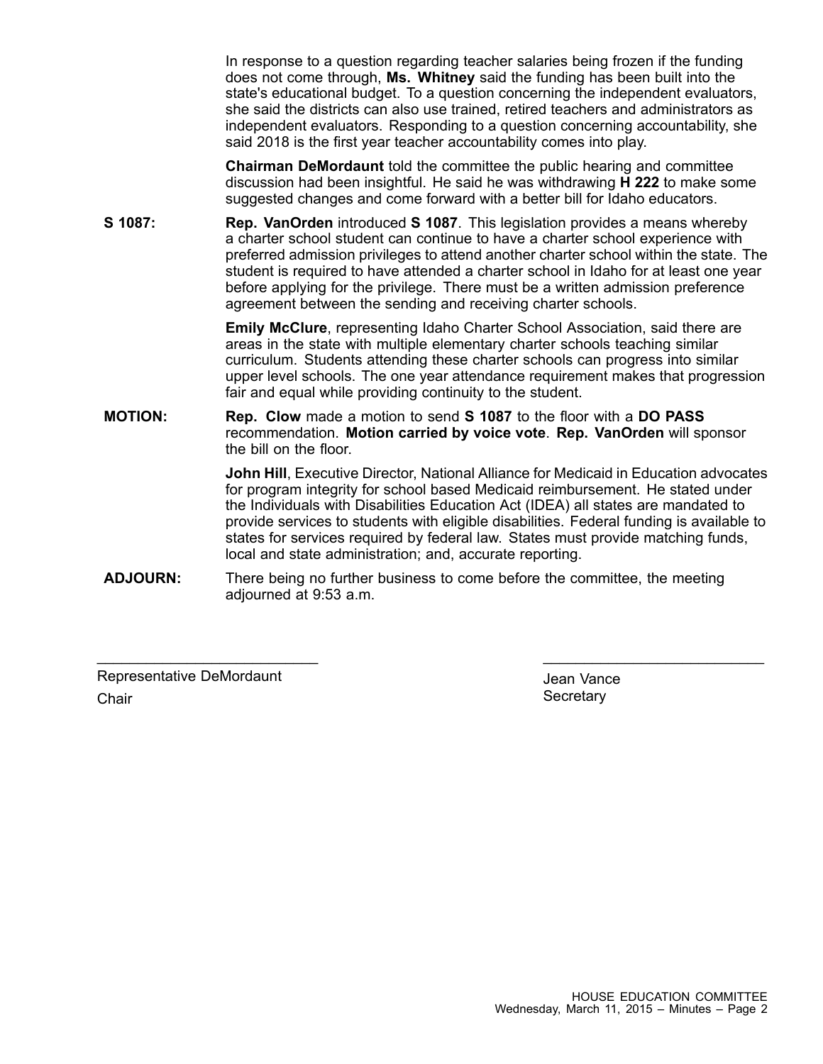In response to a question regarding teacher salaries being frozen if the funding does not come through, **Ms. Whitney** said the funding has been built into the state's educational budget. To a question concerning the independent evaluators, she said the districts can also use trained, retired teachers and administrators as independent evaluators. Responding to a question concerning accountability, she said 2018 is the first year teacher accountability comes into play.

**Chairman DeMordaunt** told the committee the public hearing and committee discussion had been insightful. He said he was withdrawing **H 222** to make some suggested changes and come forward with a better bill for Idaho educators.

**S 1087:** **Rep. VanOrden** introduced **S 1087**. This legislation provides a means whereby a charter school student can continue to have a charter school experience with preferred admission privileges to attend another charter school within the state. The student is required to have attended a charter school in Idaho for at least one year before applying for the privilege. There must be a written admission preference agreement between the sending and receiving charter schools.

**Emily McClure**, representing Idaho Charter School Association, said there are areas in the state with multiple elementary charter schools teaching similar curriculum. Students attending these charter schools can progress into similar upper level schools. The one year attendance requirement makes that progression fair and equal while providing continuity to the student.

**MOTION:** **Rep. Clow** made a motion to send **S 1087** to the floor with a **DO PASS** recommendation. **Motion carried by voice vote**. **Rep. VanOrden** will sponsor the bill on the floor.

**John Hill**, Executive Director, National Alliance for Medicaid in Education advocates for program integrity for school based Medicaid reimbursement. He stated under the Individuals with Disabilities Education Act (IDEA) all states are mandated to provide services to students with eligible disabilities. Federal funding is available to states for services required by federal law. States must provide matching funds, local and state administration; and, accurate reporting.

**ADJOURN:** There being no further business to come before the committee, the meeting adjourned at 9:53 a.m.

___________________________
Representative DeMordaunt
Chair

___________________________
Jean Vance
Secretary